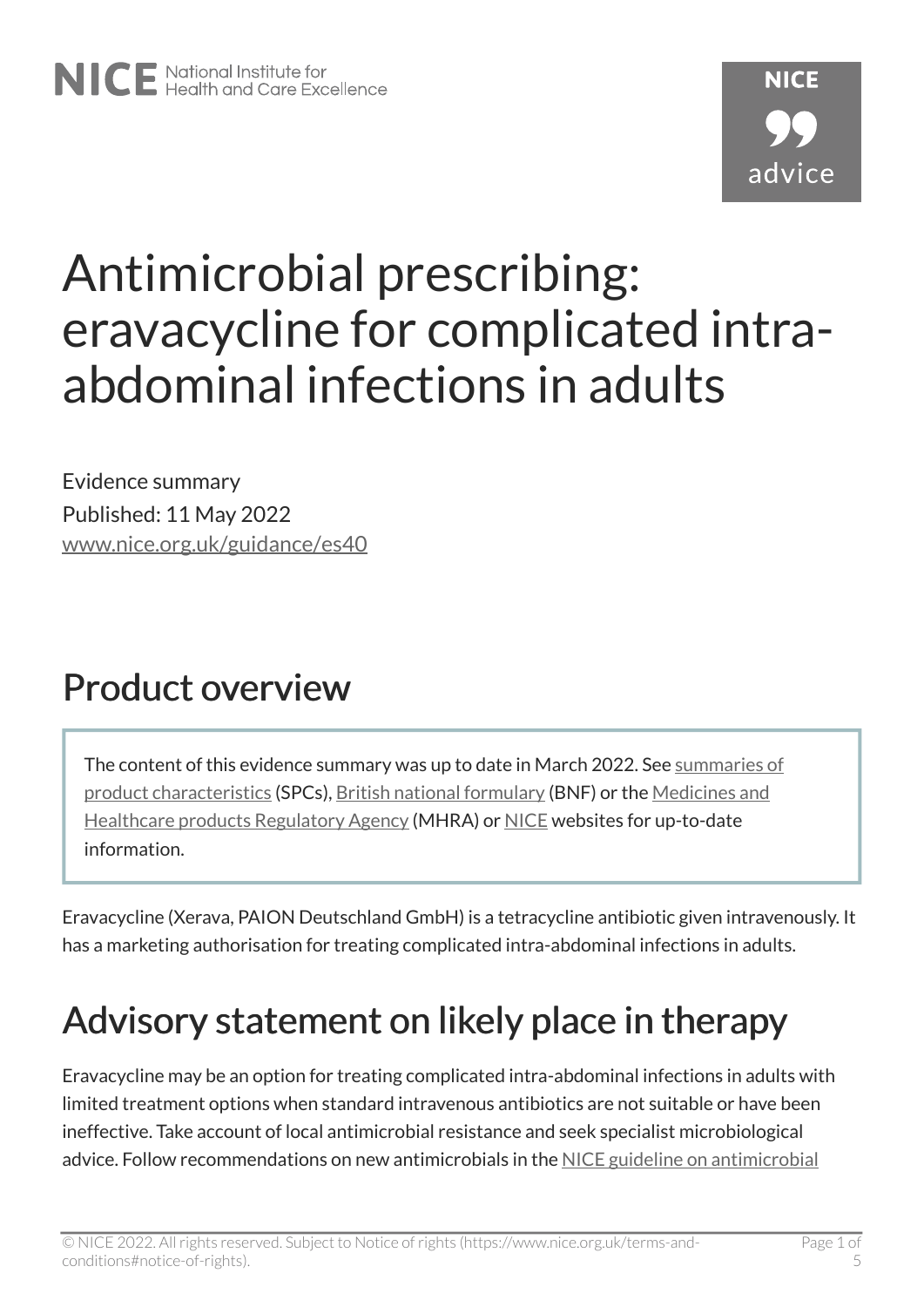# Antimicrobial prescribing: eravacycline for complicated intra-abdominal infections in adults

Evidence summary
Published: 11 May 2022
www.nice.org.uk/guidance/es40

## Product overview

The content of this evidence summary was up to date in March 2022. See summaries of product characteristics (SPCs), British national formulary (BNF) or the Medicines and Healthcare products Regulatory Agency (MHRA) or NICE websites for up-to-date information.

Eravacycline (Xerava, PAION Deutschland GmbH) is a tetracycline antibiotic given intravenously. It has a marketing authorisation for treating complicated intra-abdominal infections in adults.

## Advisory statement on likely place in therapy

Eravacycline may be an option for treating complicated intra-abdominal infections in adults with limited treatment options when standard intravenous antibiotics are not suitable or have been ineffective. Take account of local antimicrobial resistance and seek specialist microbiological advice. Follow recommendations on new antimicrobials in the NICE guideline on antimicrobial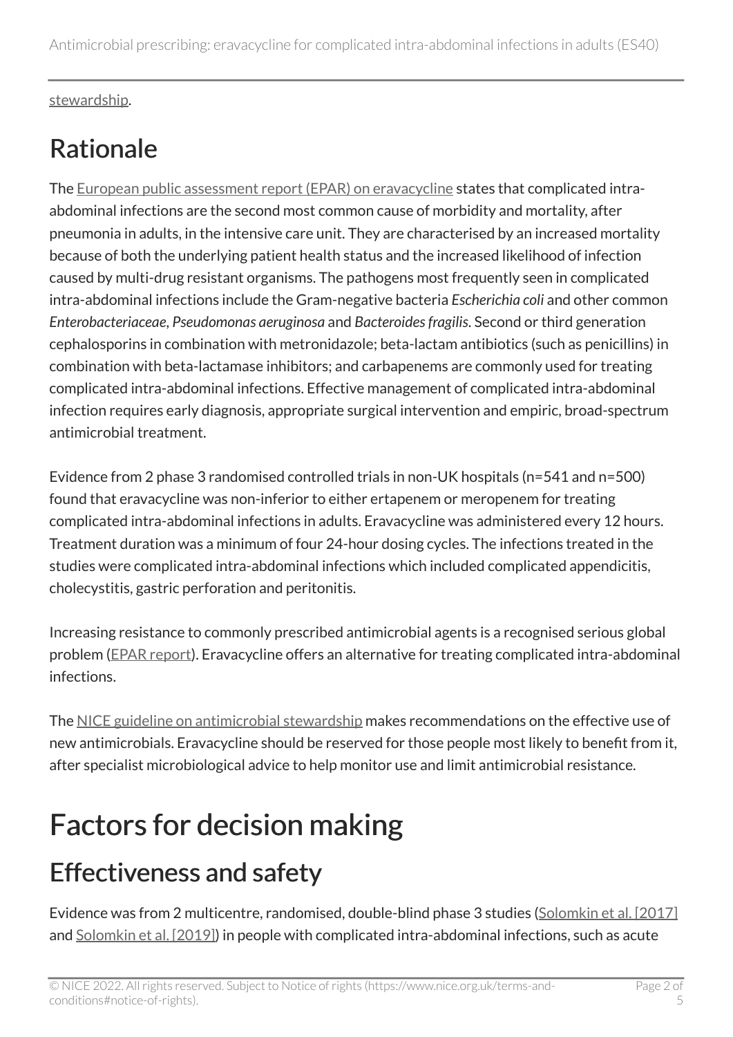stewardship.

# Rationale

The European public assessment report (EPAR) on eravacycline states that complicated intra-abdominal infections are the second most common cause of morbidity and mortality, after pneumonia in adults, in the intensive care unit. They are characterised by an increased mortality because of both the underlying patient health status and the increased likelihood of infection caused by multi-drug resistant organisms. The pathogens most frequently seen in complicated intra-abdominal infections include the Gram-negative bacteria *Escherichia coli* and other common *Enterobacteriaceae*, *Pseudomonas aeruginosa* and *Bacteroides fragilis*. Second or third generation cephalosporins in combination with metronidazole; beta-lactam antibiotics (such as penicillins) in combination with beta-lactamase inhibitors; and carbapenems are commonly used for treating complicated intra-abdominal infections. Effective management of complicated intra-abdominal infection requires early diagnosis, appropriate surgical intervention and empiric, broad-spectrum antimicrobial treatment.

Evidence from 2 phase 3 randomised controlled trials in non-UK hospitals (n=541 and n=500) found that eravacycline was non-inferior to either ertapenem or meropenem for treating complicated intra-abdominal infections in adults. Eravacycline was administered every 12 hours. Treatment duration was a minimum of four 24-hour dosing cycles. The infections treated in the studies were complicated intra-abdominal infections which included complicated appendicitis, cholecystitis, gastric perforation and peritonitis.

Increasing resistance to commonly prescribed antimicrobial agents is a recognised serious global problem (EPAR report). Eravacycline offers an alternative for treating complicated intra-abdominal infections.

The NICE guideline on antimicrobial stewardship makes recommendations on the effective use of new antimicrobials. Eravacycline should be reserved for those people most likely to benefit from it, after specialist microbiological advice to help monitor use and limit antimicrobial resistance.

# Factors for decision making

## Effectiveness and safety

Evidence was from 2 multicentre, randomised, double-blind phase 3 studies (Solomkin et al. [2017] and Solomkin et al. [2019]) in people with complicated intra-abdominal infections, such as acute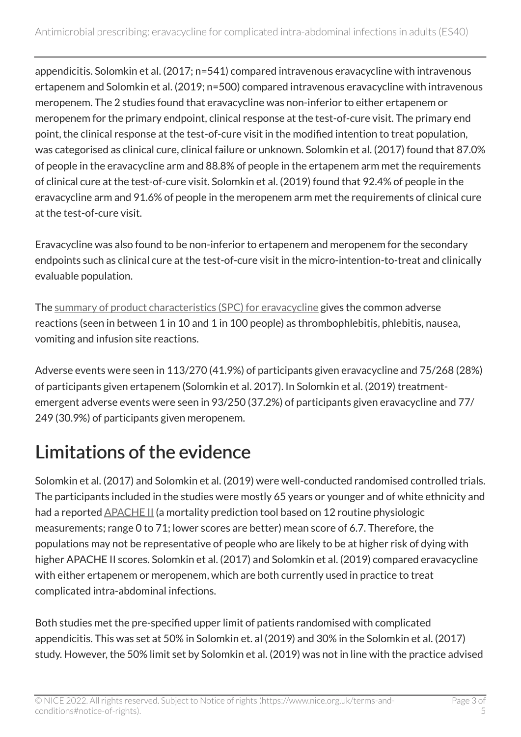appendicitis. Solomkin et al. (2017; n=541) compared intravenous eravacycline with intravenous ertapenem and Solomkin et al. (2019; n=500) compared intravenous eravacycline with intravenous meropenem. The 2 studies found that eravacycline was non-inferior to either ertapenem or meropenem for the primary endpoint, clinical response at the test-of-cure visit. The primary end point, the clinical response at the test-of-cure visit in the modified intention to treat population, was categorised as clinical cure, clinical failure or unknown. Solomkin et al. (2017) found that 87.0% of people in the eravacycline arm and 88.8% of people in the ertapenem arm met the requirements of clinical cure at the test-of-cure visit. Solomkin et al. (2019) found that 92.4% of people in the eravacycline arm and 91.6% of people in the meropenem arm met the requirements of clinical cure at the test-of-cure visit.

Eravacycline was also found to be non-inferior to ertapenem and meropenem for the secondary endpoints such as clinical cure at the test-of-cure visit in the micro-intention-to-treat and clinically evaluable population.

The summary of product characteristics (SPC) for eravacycline gives the common adverse reactions (seen in between 1 in 10 and 1 in 100 people) as thrombophlebitis, phlebitis, nausea, vomiting and infusion site reactions.

Adverse events were seen in 113/270 (41.9%) of participants given eravacycline and 75/268 (28%) of participants given ertapenem (Solomkin et al. 2017). In Solomkin et al. (2019) treatment-emergent adverse events were seen in 93/250 (37.2%) of participants given eravacycline and 77/249 (30.9%) of participants given meropenem.

## Limitations of the evidence

Solomkin et al. (2017) and Solomkin et al. (2019) were well-conducted randomised controlled trials. The participants included in the studies were mostly 65 years or younger and of white ethnicity and had a reported APACHE II (a mortality prediction tool based on 12 routine physiologic measurements; range 0 to 71; lower scores are better) mean score of 6.7. Therefore, the populations may not be representative of people who are likely to be at higher risk of dying with higher APACHE II scores. Solomkin et al. (2017) and Solomkin et al. (2019) compared eravacycline with either ertapenem or meropenem, which are both currently used in practice to treat complicated intra-abdominal infections.

Both studies met the pre-specified upper limit of patients randomised with complicated appendicitis. This was set at 50% in Solomkin et. al (2019) and 30% in the Solomkin et al. (2017) study. However, the 50% limit set by Solomkin et al. (2019) was not in line with the practice advised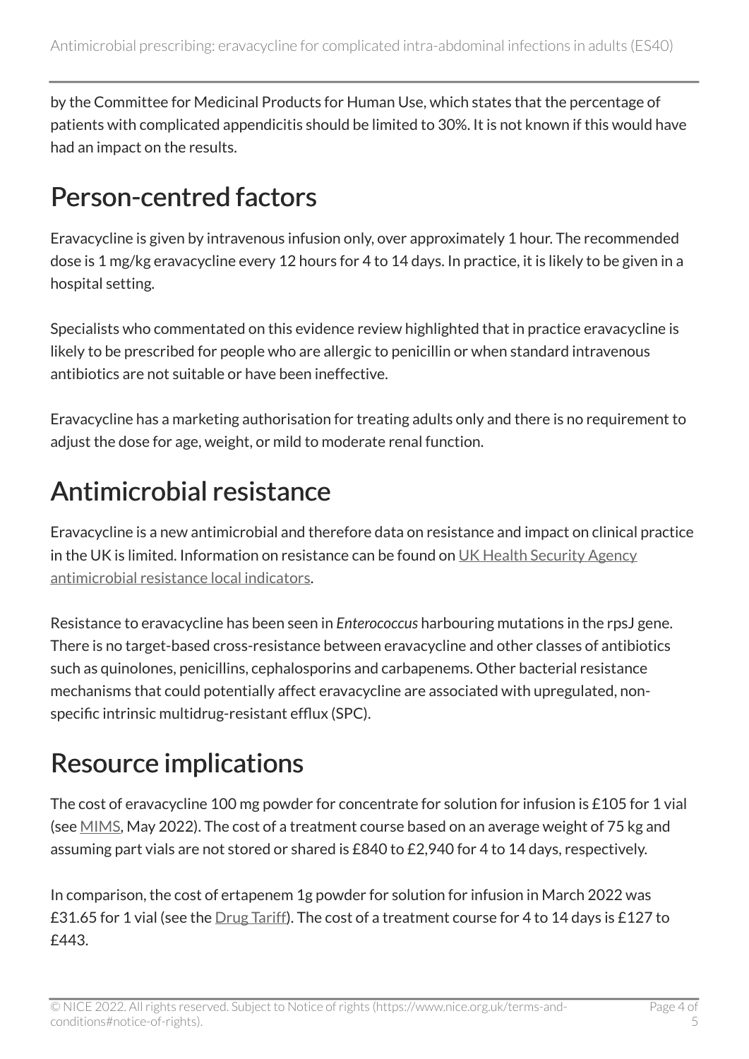by the Committee for Medicinal Products for Human Use, which states that the percentage of patients with complicated appendicitis should be limited to 30%. It is not known if this would have had an impact on the results.

## Person-centred factors

Eravacycline is given by intravenous infusion only, over approximately 1 hour. The recommended dose is 1 mg/kg eravacycline every 12 hours for 4 to 14 days. In practice, it is likely to be given in a hospital setting.

Specialists who commentated on this evidence review highlighted that in practice eravacycline is likely to be prescribed for people who are allergic to penicillin or when standard intravenous antibiotics are not suitable or have been ineffective.

Eravacycline has a marketing authorisation for treating adults only and there is no requirement to adjust the dose for age, weight, or mild to moderate renal function.

## Antimicrobial resistance

Eravacycline is a new antimicrobial and therefore data on resistance and impact on clinical practice in the UK is limited. Information on resistance can be found on UK Health Security Agency antimicrobial resistance local indicators.

Resistance to eravacycline has been seen in *Enterococcus* harbouring mutations in the rpsJ gene. There is no target-based cross-resistance between eravacycline and other classes of antibiotics such as quinolones, penicillins, cephalosporins and carbapenems. Other bacterial resistance mechanisms that could potentially affect eravacycline are associated with upregulated, non-specific intrinsic multidrug-resistant efflux (SPC).

## Resource implications

The cost of eravacycline 100 mg powder for concentrate for solution for infusion is £105 for 1 vial (see MIMS, May 2022). The cost of a treatment course based on an average weight of 75 kg and assuming part vials are not stored or shared is £840 to £2,940 for 4 to 14 days, respectively.

In comparison, the cost of ertapenem 1g powder for solution for infusion in March 2022 was £31.65 for 1 vial (see the Drug Tariff). The cost of a treatment course for 4 to 14 days is £127 to £443.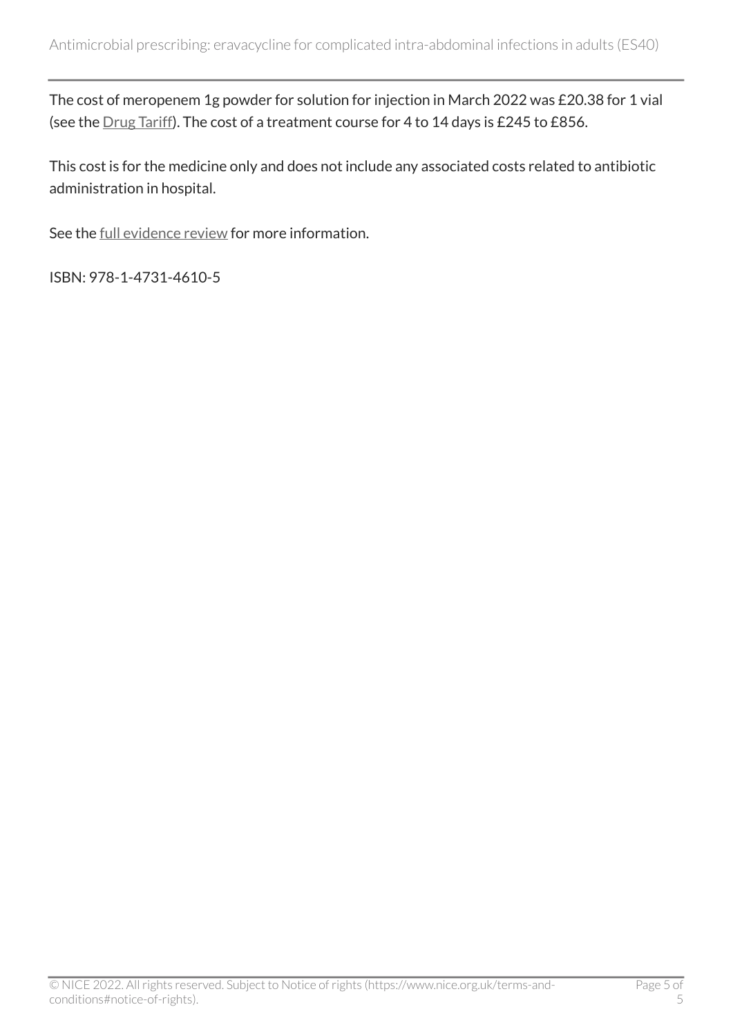The cost of meropenem 1g powder for solution for injection in March 2022 was £20.38 for 1 vial (see the Drug Tariff). The cost of a treatment course for 4 to 14 days is £245 to £856.

This cost is for the medicine only and does not include any associated costs related to antibiotic administration in hospital.

See the full evidence review for more information.

ISBN: 978-1-4731-4610-5